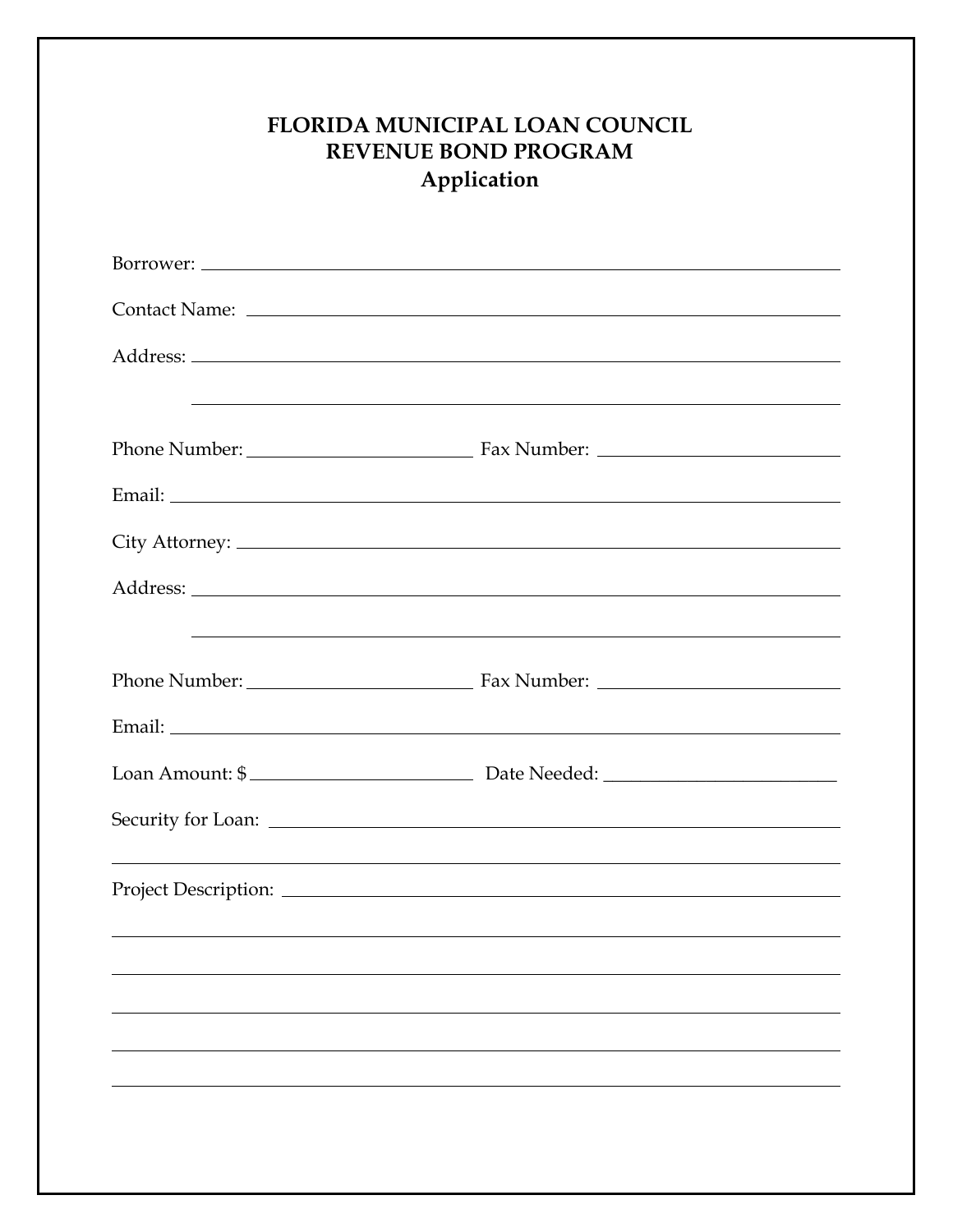# FLORIDA MUNICIPAL LOAN COUNCIL
# REVENUE BOND PROGRAM
## Application

Borrower: ______________________________________________

Contact Name: ______________________________________________

Address: ______________________________________________

______________________________________________

Phone Number: ____________________ Fax Number: ____________________

Email: ______________________________________________

City Attorney: ______________________________________________

Address: ______________________________________________

______________________________________________

Phone Number: ____________________ Fax Number: ____________________

Email: ______________________________________________

Loan Amount: $____________________ Date Needed: ____________________

Security for Loan: ______________________________________________

______________________________________________

Project Description: ______________________________________________

______________________________________________

______________________________________________

______________________________________________

______________________________________________

______________________________________________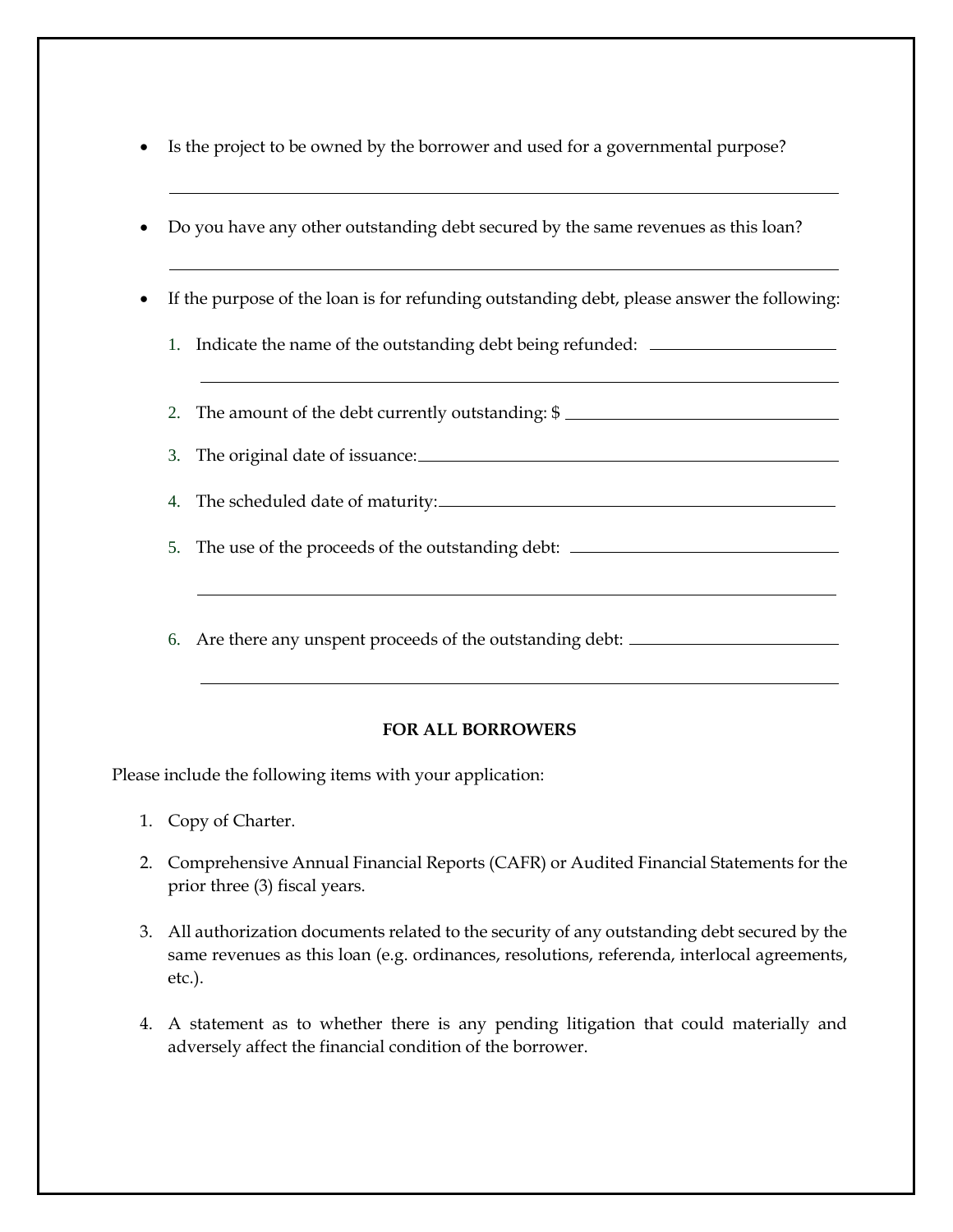- Is the project to be owned by the borrower and used for a governmental purpose?

  ______________________________________________________________________

- Do you have any other outstanding debt secured by the same revenues as this loan?

  ______________________________________________________________________

- If the purpose of the loan is for refunding outstanding debt, please answer the following:

  1. Indicate the name of the outstanding debt being refunded: ____________________

     ______________________________________________________________________

  2. The amount of the debt currently outstanding: $ ____________________________

  3. The original date of issuance: ____________________________________________

  4. The scheduled date of maturity: __________________________________________

  5. The use of the proceeds of the outstanding debt: ____________________________

     ______________________________________________________________________

  6. Are there any unspent proceeds of the outstanding debt: ______________________

     ______________________________________________________________________

**FOR ALL BORROWERS**

Please include the following items with your application:

1. Copy of Charter.

2. Comprehensive Annual Financial Reports (CAFR) or Audited Financial Statements for the prior three (3) fiscal years.

3. All authorization documents related to the security of any outstanding debt secured by the same revenues as this loan (e.g. ordinances, resolutions, referenda, interlocal agreements, etc.).

4. A statement as to whether there is any pending litigation that could materially and adversely affect the financial condition of the borrower.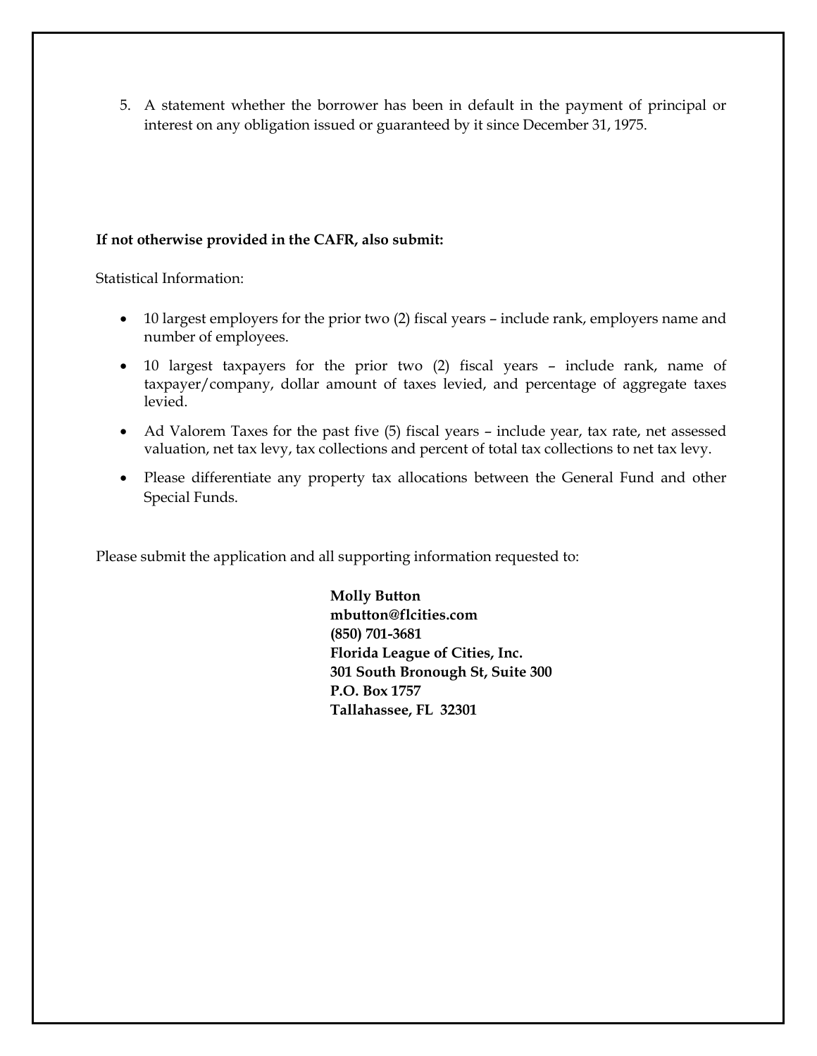5. A statement whether the borrower has been in default in the payment of principal or interest on any obligation issued or guaranteed by it since December 31, 1975.

**If not otherwise provided in the CAFR, also submit:**

Statistical Information:

- 10 largest employers for the prior two (2) fiscal years – include rank, employers name and number of employees.
- 10 largest taxpayers for the prior two (2) fiscal years – include rank, name of taxpayer/company, dollar amount of taxes levied, and percentage of aggregate taxes levied.
- Ad Valorem Taxes for the past five (5) fiscal years – include year, tax rate, net assessed valuation, net tax levy, tax collections and percent of total tax collections to net tax levy.
- Please differentiate any property tax allocations between the General Fund and other Special Funds.

Please submit the application and all supporting information requested to:

**Molly Button**
**mbutton@flcities.com**
**(850) 701-3681**
**Florida League of Cities, Inc.**
**301 South Bronough St, Suite 300**
**P.O. Box 1757**
**Tallahassee, FL 32301**